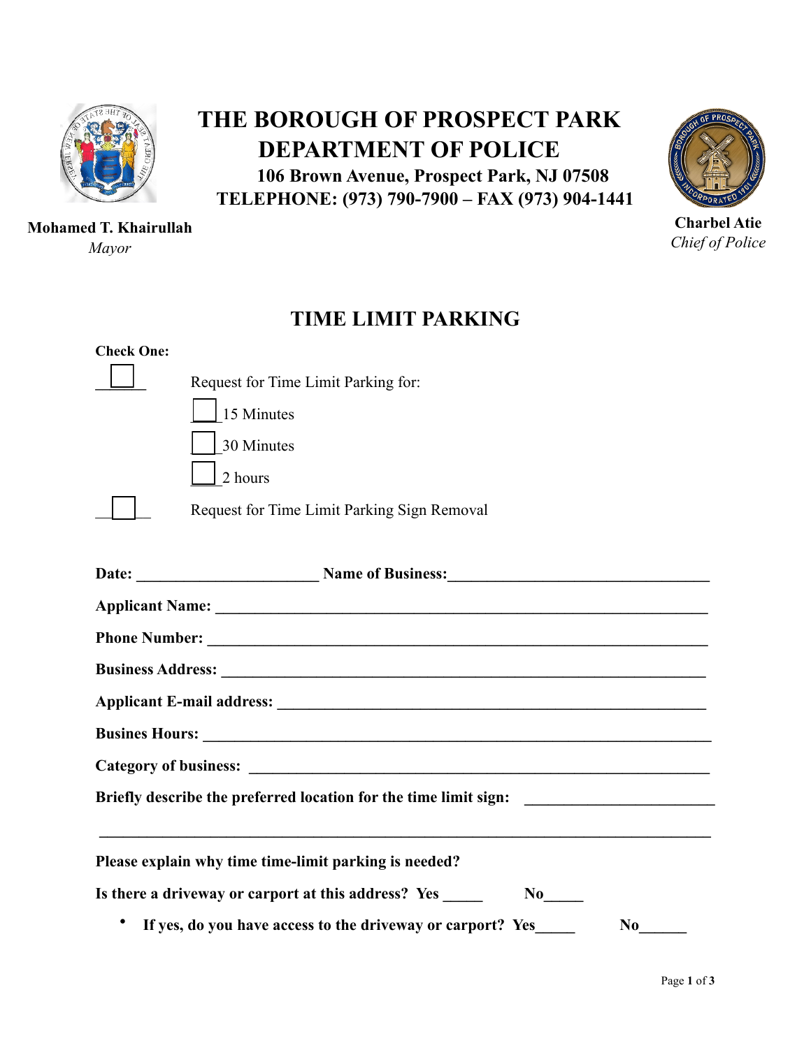# THE BOROUGH OF PROSPECT PARK
# DEPARTMENT OF POLICE

**106 Brown Avenue, Prospect Park, NJ 07508**
**TELEPHONE: (973) 790-7900 – FAX (973) 904-1441**

**Mohamed T. Khairullah**
*Mayor*

**Charbel Atie**
*Chief of Police*

## TIME LIMIT PARKING

**Check One:**

☐ Request for Time Limit Parking for:

- ☐ 15 Minutes
- ☐ 30 Minutes
- ☐ 2 hours

☐ Request for Time Limit Parking Sign Removal

**Date:** ______________________ **Name of Business:**______________________________

**Applicant Name:** ____________________________________________________________

**Phone Number:** ____________________________________________________________

**Business Address:** __________________________________________________________

**Applicant E-mail address:** ____________________________________________________

**Busines Hours:** _____________________________________________________________

**Category of business:** _______________________________________________________

**Briefly describe the preferred location for the time limit sign:** ______________________

______________________________________________________________________________

**Please explain why time time-limit parking is needed?**

**Is there a driveway or carport at this address? Yes _____ No_____**

- **If yes, do you have access to the driveway or carport? Yes_____ No______**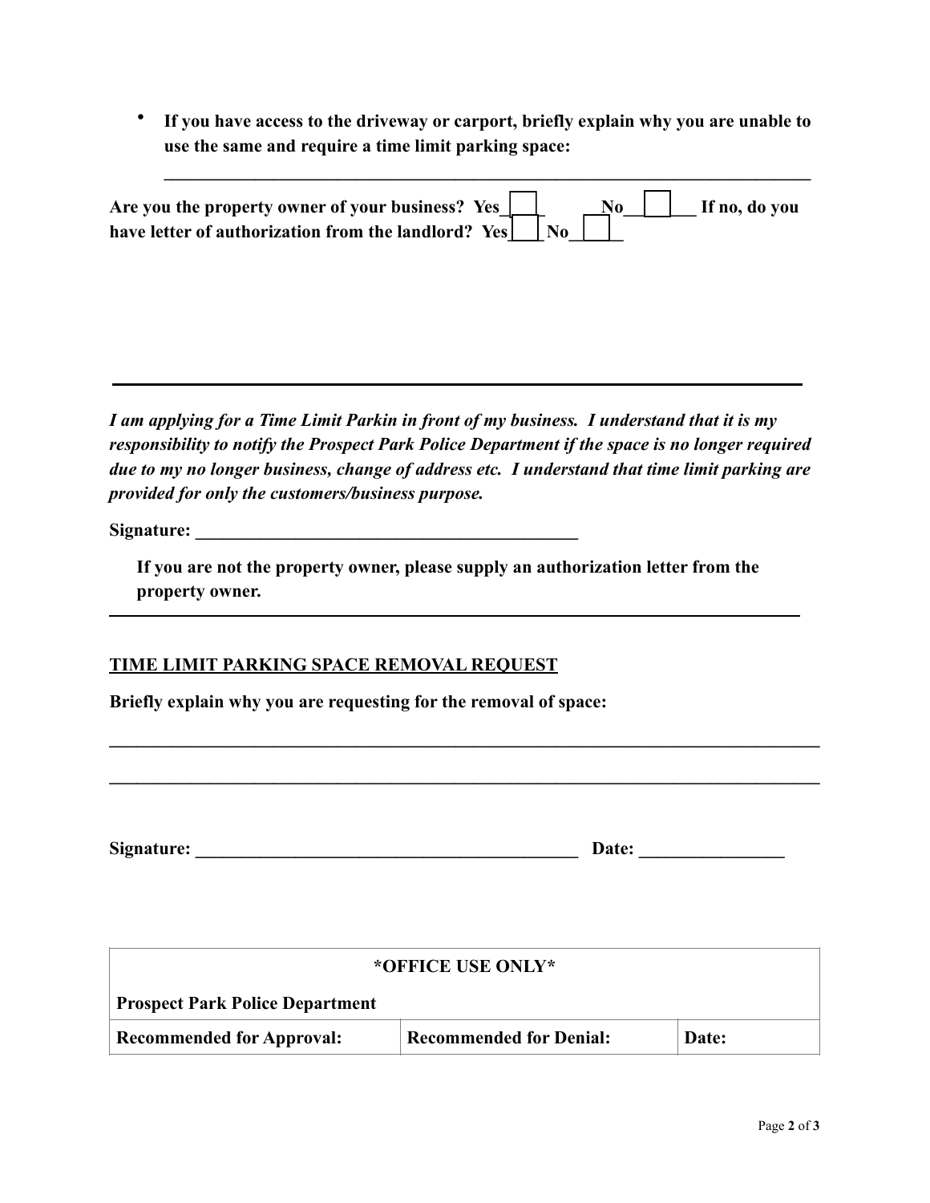- **If you have access to the driveway or carport, briefly explain why you are unable to use the same and require a time limit parking space:**

  ___________________________________________________________________________

**Are you the property owner of your business? Yes____ No________ If no, do you have letter of authorization from the landlord? Yes____ No______**

---

***I am applying for a Time Limit Parkin in front of my business. I understand that it is my responsibility to notify the Prospect Park Police Department if the space is no longer required due to my no longer business, change of address etc. I understand that time limit parking are provided for only the customers/business purpose.***

**Signature: ____________________________________________**

**If you are not the property owner, please supply an authorization letter from the property owner.**

---

**TIME LIMIT PARKING SPACE REMOVAL REQUEST**

**Briefly explain why you are requesting for the removal of space:**

_________________________________________________________________________________

_________________________________________________________________________________

**Signature: ____________________________________________ Date: ________________**

| ***OFFICE USE ONLY*** | | |
|---|---|---|
| **Prospect Park Police Department** | | |
| **Recommended for Approval:** | **Recommended for Denial:** | **Date:** |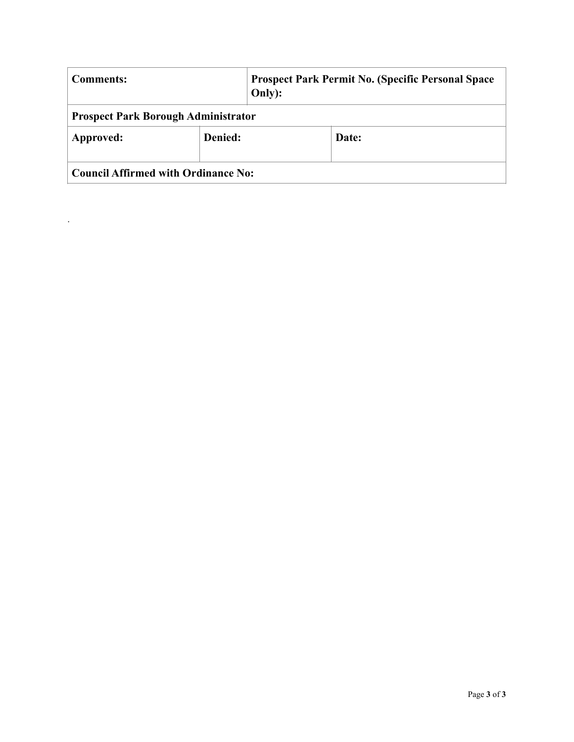| | | | |
|---|---|---|---|
| **Comments:** | | **Prospect Park Permit No. (Specific Personal Space Only):** | |
| **Prospect Park Borough Administrator** | | | |
| **Approved:** | **Denied:** | | **Date:** |
| **Council Affirmed with Ordinance No:** | | | |

.